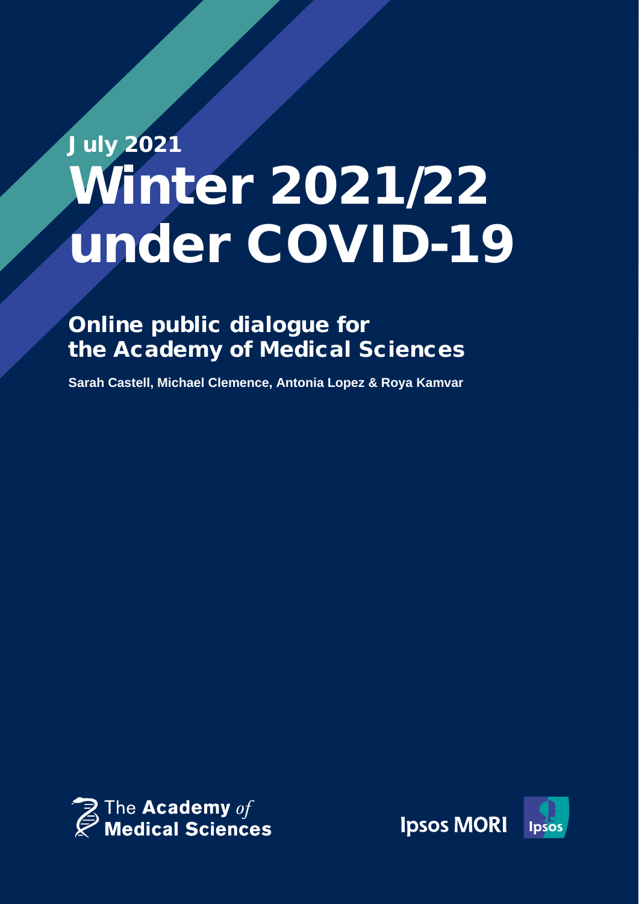July 2021

# Winter 2021/22 under COVID-19

## Online public dialogue for the Academy of Medical Sciences

**Sarah Castell, Michael Clemence, Antonia Lopez & Roya Kamvar**

The Academy *of* Medical Sciences

Ipsos MORI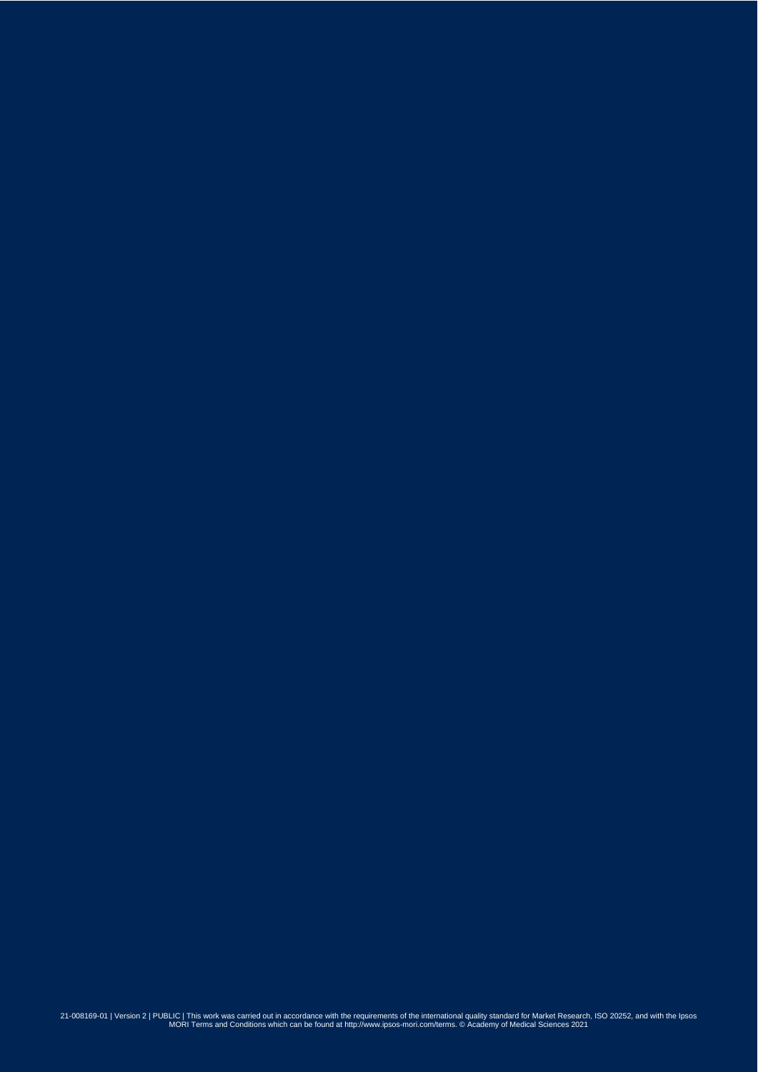21-008169-01 | Version 2 | PUBLIC | This work was carried out in accordance with the requirements of the international quality standard for Market Research, ISO 20252, and with the Ipsos MORI Terms and Conditions which can be found at http://www.ipsos-mori.com/terms. © Academy of Medical Sciences 2021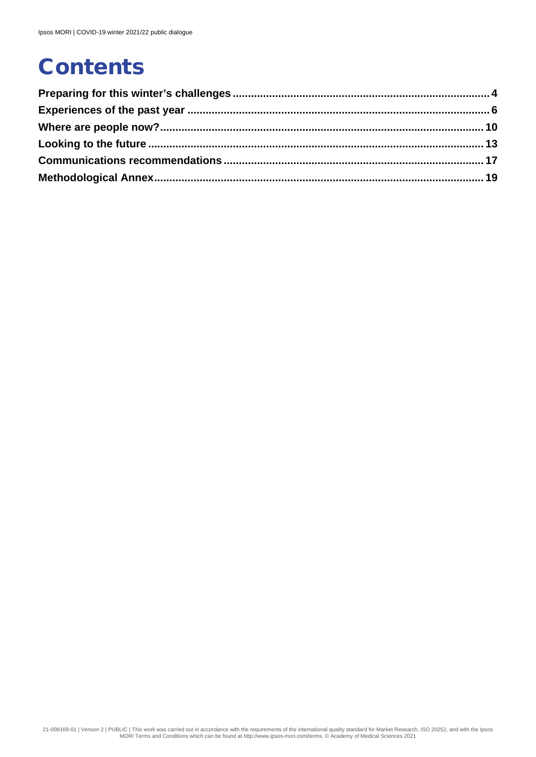# Contents

Preparing for this winter's challenges .......... 4
Experiences of the past year .......... 6
Where are people now? .......... 10
Looking to the future .......... 13
Communications recommendations .......... 17
Methodological Annex .......... 19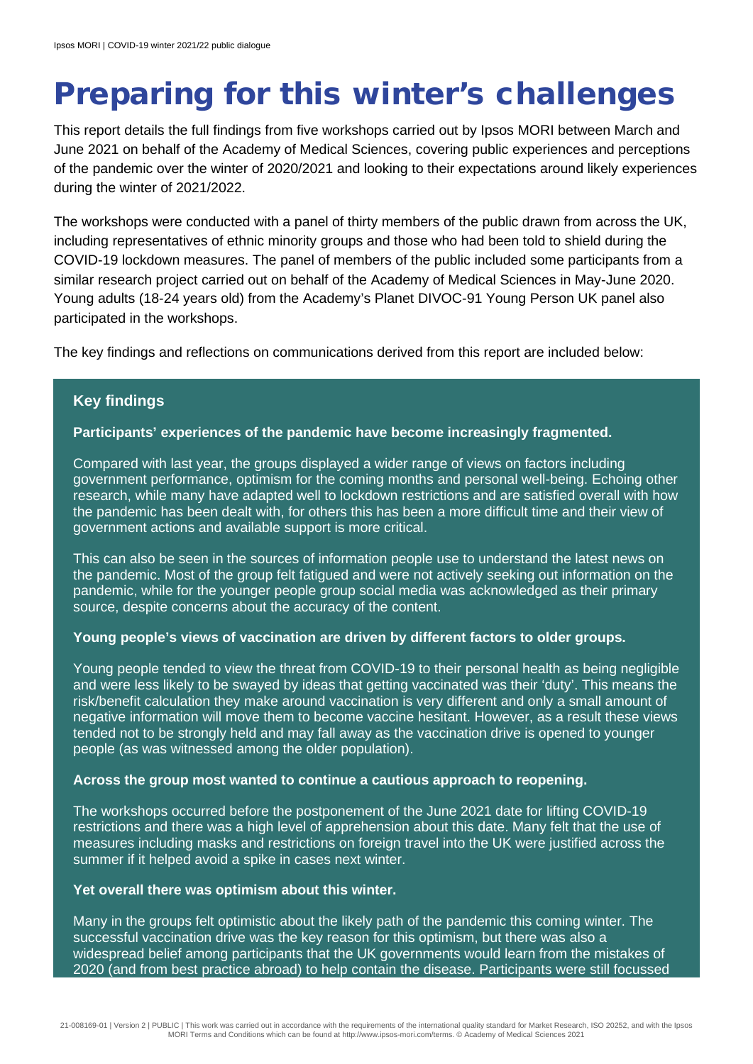# Preparing for this winter's challenges

This report details the full findings from five workshops carried out by Ipsos MORI between March and June 2021 on behalf of the Academy of Medical Sciences, covering public experiences and perceptions of the pandemic over the winter of 2020/2021 and looking to their expectations around likely experiences during the winter of 2021/2022.

The workshops were conducted with a panel of thirty members of the public drawn from across the UK, including representatives of ethnic minority groups and those who had been told to shield during the COVID-19 lockdown measures. The panel of members of the public included some participants from a similar research project carried out on behalf of the Academy of Medical Sciences in May-June 2020. Young adults (18-24 years old) from the Academy's Planet DIVOC-91 Young Person UK panel also participated in the workshops.

The key findings and reflections on communications derived from this report are included below:

## Key findings

**Participants' experiences of the pandemic have become increasingly fragmented.**

Compared with last year, the groups displayed a wider range of views on factors including government performance, optimism for the coming months and personal well-being. Echoing other research, while many have adapted well to lockdown restrictions and are satisfied overall with how the pandemic has been dealt with, for others this has been a more difficult time and their view of government actions and available support is more critical.

This can also be seen in the sources of information people use to understand the latest news on the pandemic. Most of the group felt fatigued and were not actively seeking out information on the pandemic, while for the younger people group social media was acknowledged as their primary source, despite concerns about the accuracy of the content.

**Young people's views of vaccination are driven by different factors to older groups.**

Young people tended to view the threat from COVID-19 to their personal health as being negligible and were less likely to be swayed by ideas that getting vaccinated was their 'duty'. This means the risk/benefit calculation they make around vaccination is very different and only a small amount of negative information will move them to become vaccine hesitant. However, as a result these views tended not to be strongly held and may fall away as the vaccination drive is opened to younger people (as was witnessed among the older population).

**Across the group most wanted to continue a cautious approach to reopening.**

The workshops occurred before the postponement of the June 2021 date for lifting COVID-19 restrictions and there was a high level of apprehension about this date. Many felt that the use of measures including masks and restrictions on foreign travel into the UK were justified across the summer if it helped avoid a spike in cases next winter.

**Yet overall there was optimism about this winter.**

Many in the groups felt optimistic about the likely path of the pandemic this coming winter. The successful vaccination drive was the key reason for this optimism, but there was also a widespread belief among participants that the UK governments would learn from the mistakes of 2020 (and from best practice abroad) to help contain the disease. Participants were still focussed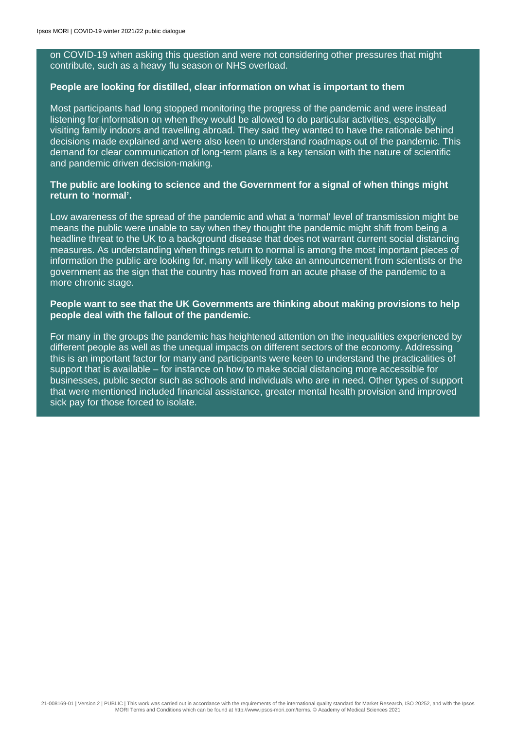on COVID-19 when asking this question and were not considering other pressures that might contribute, such as a heavy flu season or NHS overload.

**People are looking for distilled, clear information on what is important to them**

Most participants had long stopped monitoring the progress of the pandemic and were instead listening for information on when they would be allowed to do particular activities, especially visiting family indoors and travelling abroad. They said they wanted to have the rationale behind decisions made explained and were also keen to understand roadmaps out of the pandemic. This demand for clear communication of long-term plans is a key tension with the nature of scientific and pandemic driven decision-making.

**The public are looking to science and the Government for a signal of when things might return to 'normal'.**

Low awareness of the spread of the pandemic and what a 'normal' level of transmission might be means the public were unable to say when they thought the pandemic might shift from being a headline threat to the UK to a background disease that does not warrant current social distancing measures. As understanding when things return to normal is among the most important pieces of information the public are looking for, many will likely take an announcement from scientists or the government as the sign that the country has moved from an acute phase of the pandemic to a more chronic stage.

**People want to see that the UK Governments are thinking about making provisions to help people deal with the fallout of the pandemic.**

For many in the groups the pandemic has heightened attention on the inequalities experienced by different people as well as the unequal impacts on different sectors of the economy. Addressing this is an important factor for many and participants were keen to understand the practicalities of support that is available – for instance on how to make social distancing more accessible for businesses, public sector such as schools and individuals who are in need. Other types of support that were mentioned included financial assistance, greater mental health provision and improved sick pay for those forced to isolate.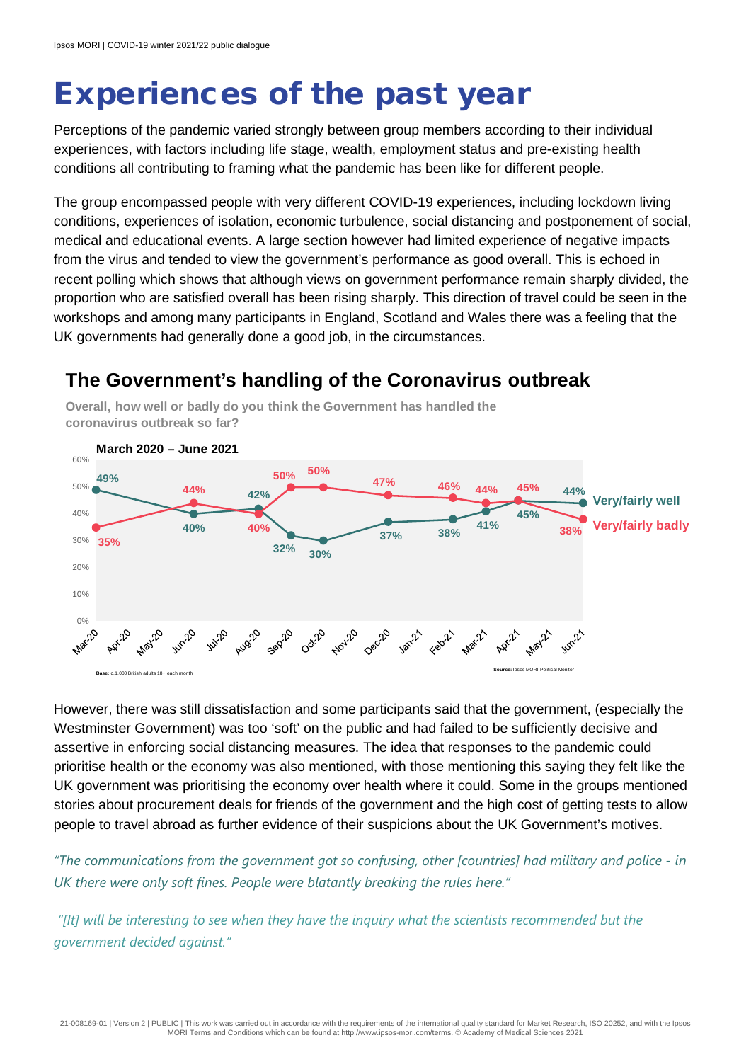# Experiences of the past year

Perceptions of the pandemic varied strongly between group members according to their individual experiences, with factors including life stage, wealth, employment status and pre-existing health conditions all contributing to framing what the pandemic has been like for different people.

The group encompassed people with very different COVID-19 experiences, including lockdown living conditions, experiences of isolation, economic turbulence, social distancing and postponement of social, medical and educational events. A large section however had limited experience of negative impacts from the virus and tended to view the government's performance as good overall. This is echoed in recent polling which shows that although views on government performance remain sharply divided, the proportion who are satisfied overall has been rising sharply. This direction of travel could be seen in the workshops and among many participants in England, Scotland and Wales there was a feeling that the UK governments had generally done a good job, in the circumstances.

## The Government's handling of the Coronavirus outbreak

**Overall, how well or badly do you think the Government has handled the coronavirus outbreak so far?**

**March 2020 – June 2021**

| | Mar-20 | Jun-20 | Aug-20 | Sep-20 | Oct-20 | Dec-20 | Feb-21 | Mar-21 | Apr-21 | Jun-21 |
|---|---|---|---|---|---|---|---|---|---|---|
| Very/fairly well | 49% | 40% | 42% | 32% | 30% | 37% | 38% | 41% | 45% | 44% |
| Very/fairly badly | 35% | 44% | 40% | 50% | 50% | 47% | 46% | 44% | 45% | 38% |

**Base:** c.1,000 British adults 18+ each month

**Source:** Ipsos MORI Political Monitor

However, there was still dissatisfaction and some participants said that the government, (especially the Westminster Government) was too 'soft' on the public and had failed to be sufficiently decisive and assertive in enforcing social distancing measures. The idea that responses to the pandemic could prioritise health or the economy was also mentioned, with those mentioning this saying they felt like the UK government was prioritising the economy over health where it could. Some in the groups mentioned stories about procurement deals for friends of the government and the high cost of getting tests to allow people to travel abroad as further evidence of their suspicions about the UK Government's motives.

*"The communications from the government got so confusing, other [countries] had military and police - in UK there were only soft fines. People were blatantly breaking the rules here."*

*"[It] will be interesting to see when they have the inquiry what the scientists recommended but the government decided against."*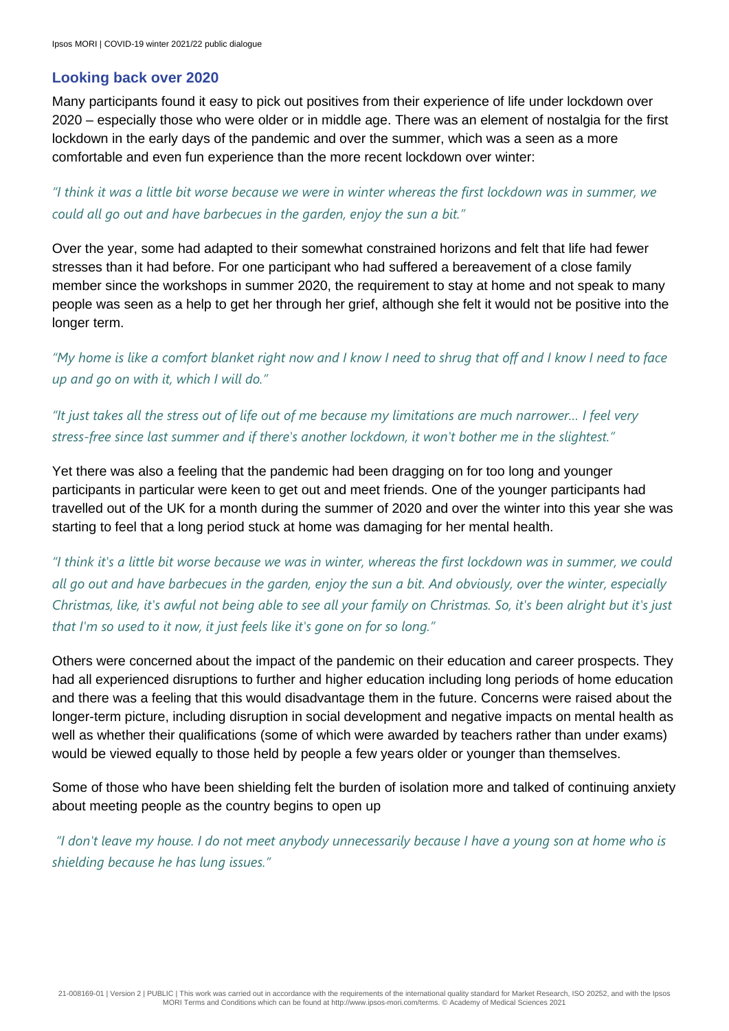### Looking back over 2020

Many participants found it easy to pick out positives from their experience of life under lockdown over 2020 – especially those who were older or in middle age. There was an element of nostalgia for the first lockdown in the early days of the pandemic and over the summer, which was a seen as a more comfortable and even fun experience than the more recent lockdown over winter:

*"I think it was a little bit worse because we were in winter whereas the first lockdown was in summer, we could all go out and have barbecues in the garden, enjoy the sun a bit."*

Over the year, some had adapted to their somewhat constrained horizons and felt that life had fewer stresses than it had before. For one participant who had suffered a bereavement of a close family member since the workshops in summer 2020, the requirement to stay at home and not speak to many people was seen as a help to get her through her grief, although she felt it would not be positive into the longer term.

*"My home is like a comfort blanket right now and I know I need to shrug that off and I know I need to face up and go on with it, which I will do."*

*"It just takes all the stress out of life out of me because my limitations are much narrower… I feel very stress-free since last summer and if there's another lockdown, it won't bother me in the slightest."*

Yet there was also a feeling that the pandemic had been dragging on for too long and younger participants in particular were keen to get out and meet friends. One of the younger participants had travelled out of the UK for a month during the summer of 2020 and over the winter into this year she was starting to feel that a long period stuck at home was damaging for her mental health.

*"I think it's a little bit worse because we was in winter, whereas the first lockdown was in summer, we could all go out and have barbecues in the garden, enjoy the sun a bit. And obviously, over the winter, especially Christmas, like, it's awful not being able to see all your family on Christmas. So, it's been alright but it's just that I'm so used to it now, it just feels like it's gone on for so long."*

Others were concerned about the impact of the pandemic on their education and career prospects. They had all experienced disruptions to further and higher education including long periods of home education and there was a feeling that this would disadvantage them in the future. Concerns were raised about the longer-term picture, including disruption in social development and negative impacts on mental health as well as whether their qualifications (some of which were awarded by teachers rather than under exams) would be viewed equally to those held by people a few years older or younger than themselves.

Some of those who have been shielding felt the burden of isolation more and talked of continuing anxiety about meeting people as the country begins to open up

*"I don't leave my house. I do not meet anybody unnecessarily because I have a young son at home who is shielding because he has lung issues."*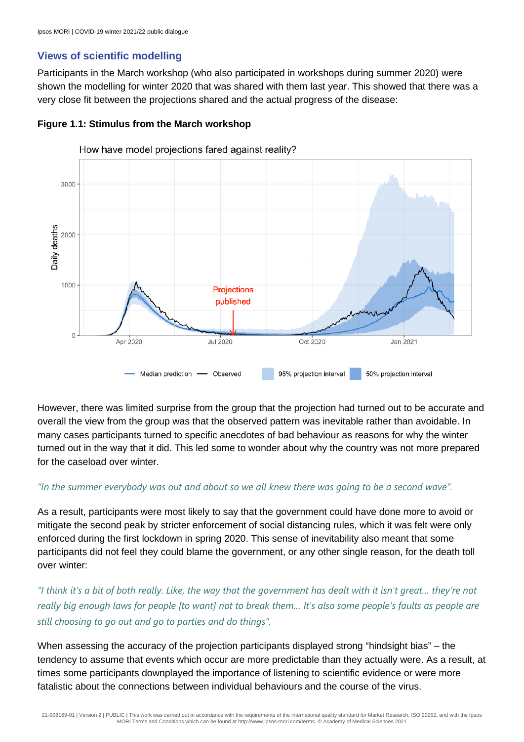### Views of scientific modelling

Participants in the March workshop (who also participated in workshops during summer 2020) were shown the modelling for winter 2020 that was shared with them last year. This showed that there was a very close fit between the projections shared and the actual progress of the disease:

**Figure 1.1: Stimulus from the March workshop**

However, there was limited surprise from the group that the projection had turned out to be accurate and overall the view from the group was that the observed pattern was inevitable rather than avoidable. In many cases participants turned to specific anecdotes of bad behaviour as reasons for why the winter turned out in the way that it did. This led some to wonder about why the country was not more prepared for the caseload over winter.

*"In the summer everybody was out and about so we all knew there was going to be a second wave".*

As a result, participants were most likely to say that the government could have done more to avoid or mitigate the second peak by stricter enforcement of social distancing rules, which it was felt were only enforced during the first lockdown in spring 2020. This sense of inevitability also meant that some participants did not feel they could blame the government, or any other single reason, for the death toll over winter:

*"I think it's a bit of both really. Like, the way that the government has dealt with it isn't great... they're not really big enough laws for people [to want] not to break them... It's also some people's faults as people are still choosing to go out and go to parties and do things".*

When assessing the accuracy of the projection participants displayed strong "hindsight bias" – the tendency to assume that events which occur are more predictable than they actually were. As a result, at times some participants downplayed the importance of listening to scientific evidence or were more fatalistic about the connections between individual behaviours and the course of the virus.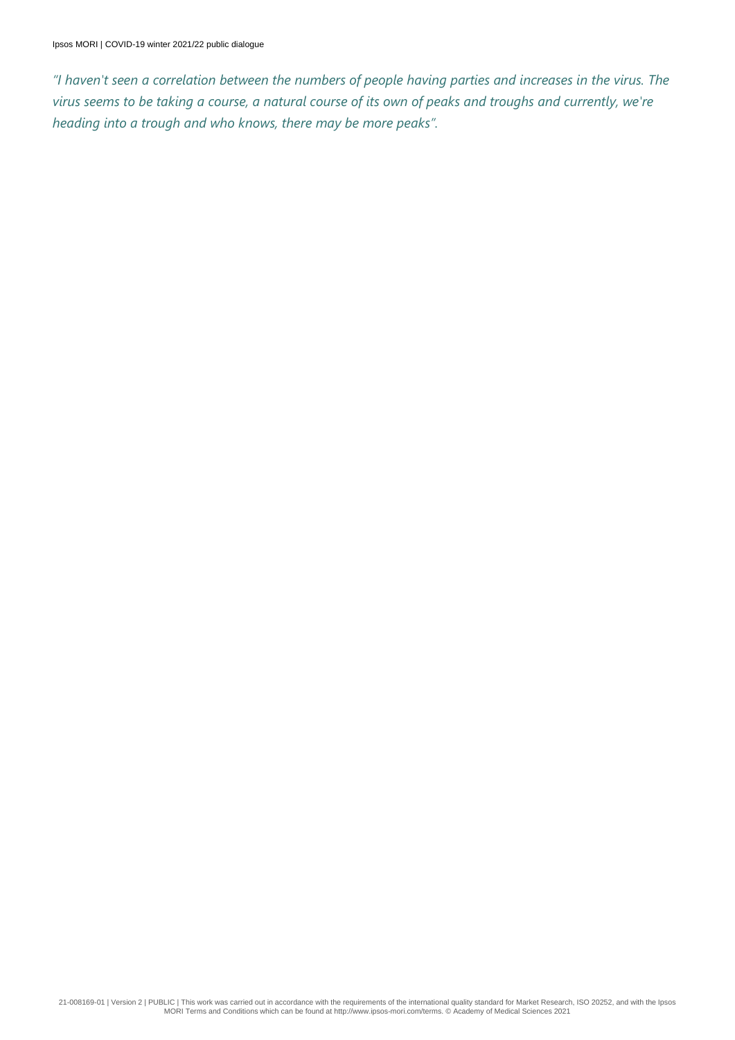*"I haven't seen a correlation between the numbers of people having parties and increases in the virus. The virus seems to be taking a course, a natural course of its own of peaks and troughs and currently, we're heading into a trough and who knows, there may be more peaks".*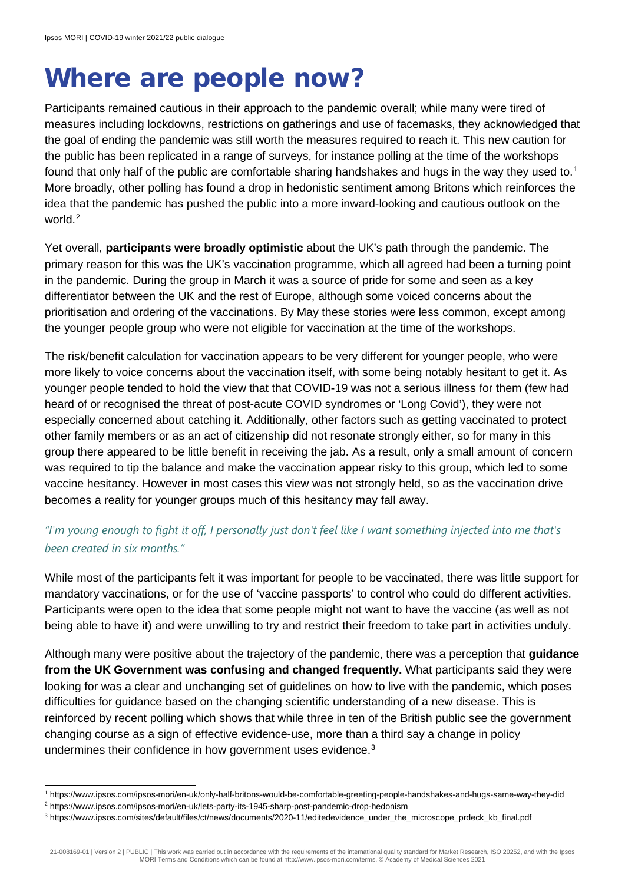# Where are people now?

Participants remained cautious in their approach to the pandemic overall; while many were tired of measures including lockdowns, restrictions on gatherings and use of facemasks, they acknowledged that the goal of ending the pandemic was still worth the measures required to reach it. This new caution for the public has been replicated in a range of surveys, for instance polling at the time of the workshops found that only half of the public are comfortable sharing handshakes and hugs in the way they used to.[1] More broadly, other polling has found a drop in hedonistic sentiment among Britons which reinforces the idea that the pandemic has pushed the public into a more inward-looking and cautious outlook on the world.[2]

Yet overall, **participants were broadly optimistic** about the UK's path through the pandemic. The primary reason for this was the UK's vaccination programme, which all agreed had been a turning point in the pandemic. During the group in March it was a source of pride for some and seen as a key differentiator between the UK and the rest of Europe, although some voiced concerns about the prioritisation and ordering of the vaccinations. By May these stories were less common, except among the younger people group who were not eligible for vaccination at the time of the workshops.

The risk/benefit calculation for vaccination appears to be very different for younger people, who were more likely to voice concerns about the vaccination itself, with some being notably hesitant to get it. As younger people tended to hold the view that that COVID-19 was not a serious illness for them (few had heard of or recognised the threat of post-acute COVID syndromes or 'Long Covid'), they were not especially concerned about catching it. Additionally, other factors such as getting vaccinated to protect other family members or as an act of citizenship did not resonate strongly either, so for many in this group there appeared to be little benefit in receiving the jab. As a result, only a small amount of concern was required to tip the balance and make the vaccination appear risky to this group, which led to some vaccine hesitancy. However in most cases this view was not strongly held, so as the vaccination drive becomes a reality for younger groups much of this hesitancy may fall away.

*"I'm young enough to fight it off, I personally just don't feel like I want something injected into me that's been created in six months."*

While most of the participants felt it was important for people to be vaccinated, there was little support for mandatory vaccinations, or for the use of 'vaccine passports' to control who could do different activities. Participants were open to the idea that some people might not want to have the vaccine (as well as not being able to have it) and were unwilling to try and restrict their freedom to take part in activities unduly.

Although many were positive about the trajectory of the pandemic, there was a perception that **guidance from the UK Government was confusing and changed frequently.** What participants said they were looking for was a clear and unchanging set of guidelines on how to live with the pandemic, which poses difficulties for guidance based on the changing scientific understanding of a new disease. This is reinforced by recent polling which shows that while three in ten of the British public see the government changing course as a sign of effective evidence-use, more than a third say a change in policy undermines their confidence in how government uses evidence.[3]

---

[1] https://www.ipsos.com/ipsos-mori/en-uk/only-half-britons-would-be-comfortable-greeting-people-handshakes-and-hugs-same-way-they-did

[2] https://www.ipsos.com/ipsos-mori/en-uk/lets-party-its-1945-sharp-post-pandemic-drop-hedonism

[3] https://www.ipsos.com/sites/default/files/ct/news/documents/2020-11/editedevidence_under_the_microscope_prdeck_kb_final.pdf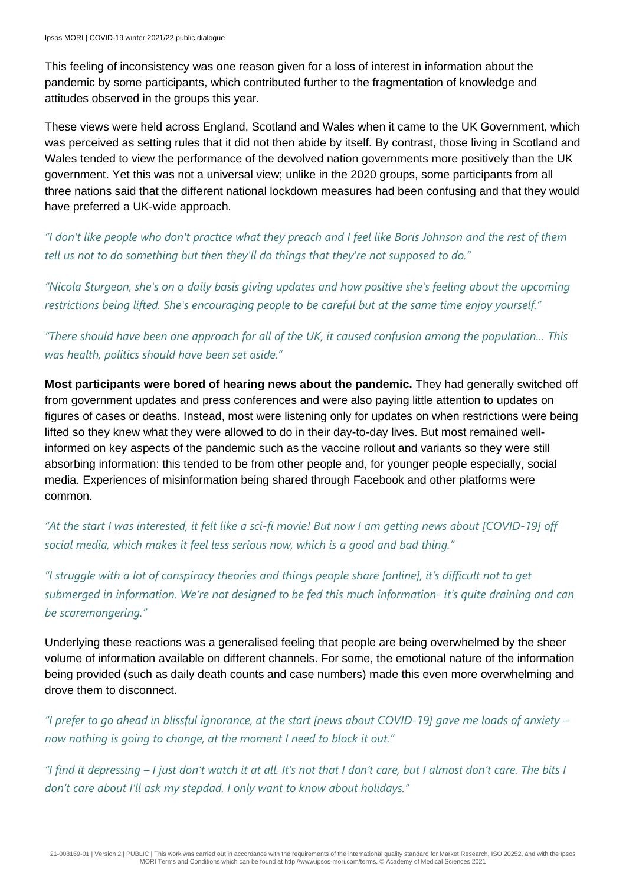This feeling of inconsistency was one reason given for a loss of interest in information about the pandemic by some participants, which contributed further to the fragmentation of knowledge and attitudes observed in the groups this year.

These views were held across England, Scotland and Wales when it came to the UK Government, which was perceived as setting rules that it did not then abide by itself. By contrast, those living in Scotland and Wales tended to view the performance of the devolved nation governments more positively than the UK government. Yet this was not a universal view; unlike in the 2020 groups, some participants from all three nations said that the different national lockdown measures had been confusing and that they would have preferred a UK-wide approach.

*"I don't like people who don't practice what they preach and I feel like Boris Johnson and the rest of them tell us not to do something but then they'll do things that they're not supposed to do."*

*"Nicola Sturgeon, she's on a daily basis giving updates and how positive she's feeling about the upcoming restrictions being lifted. She's encouraging people to be careful but at the same time enjoy yourself."*

*"There should have been one approach for all of the UK, it caused confusion among the population… This was health, politics should have been set aside."*

**Most participants were bored of hearing news about the pandemic.** They had generally switched off from government updates and press conferences and were also paying little attention to updates on figures of cases or deaths. Instead, most were listening only for updates on when restrictions were being lifted so they knew what they were allowed to do in their day-to-day lives. But most remained well-informed on key aspects of the pandemic such as the vaccine rollout and variants so they were still absorbing information: this tended to be from other people and, for younger people especially, social media. Experiences of misinformation being shared through Facebook and other platforms were common.

*"At the start I was interested, it felt like a sci-fi movie! But now I am getting news about [COVID-19] off social media, which makes it feel less serious now, which is a good and bad thing."*

*"I struggle with a lot of conspiracy theories and things people share [online], it's difficult not to get submerged in information. We're not designed to be fed this much information- it's quite draining and can be scaremongering."*

Underlying these reactions was a generalised feeling that people are being overwhelmed by the sheer volume of information available on different channels. For some, the emotional nature of the information being provided (such as daily death counts and case numbers) made this even more overwhelming and drove them to disconnect.

*"I prefer to go ahead in blissful ignorance, at the start [news about COVID-19] gave me loads of anxiety – now nothing is going to change, at the moment I need to block it out."*

*"I find it depressing – I just don't watch it at all. It's not that I don't care, but I almost don't care. The bits I don't care about I'll ask my stepdad. I only want to know about holidays."*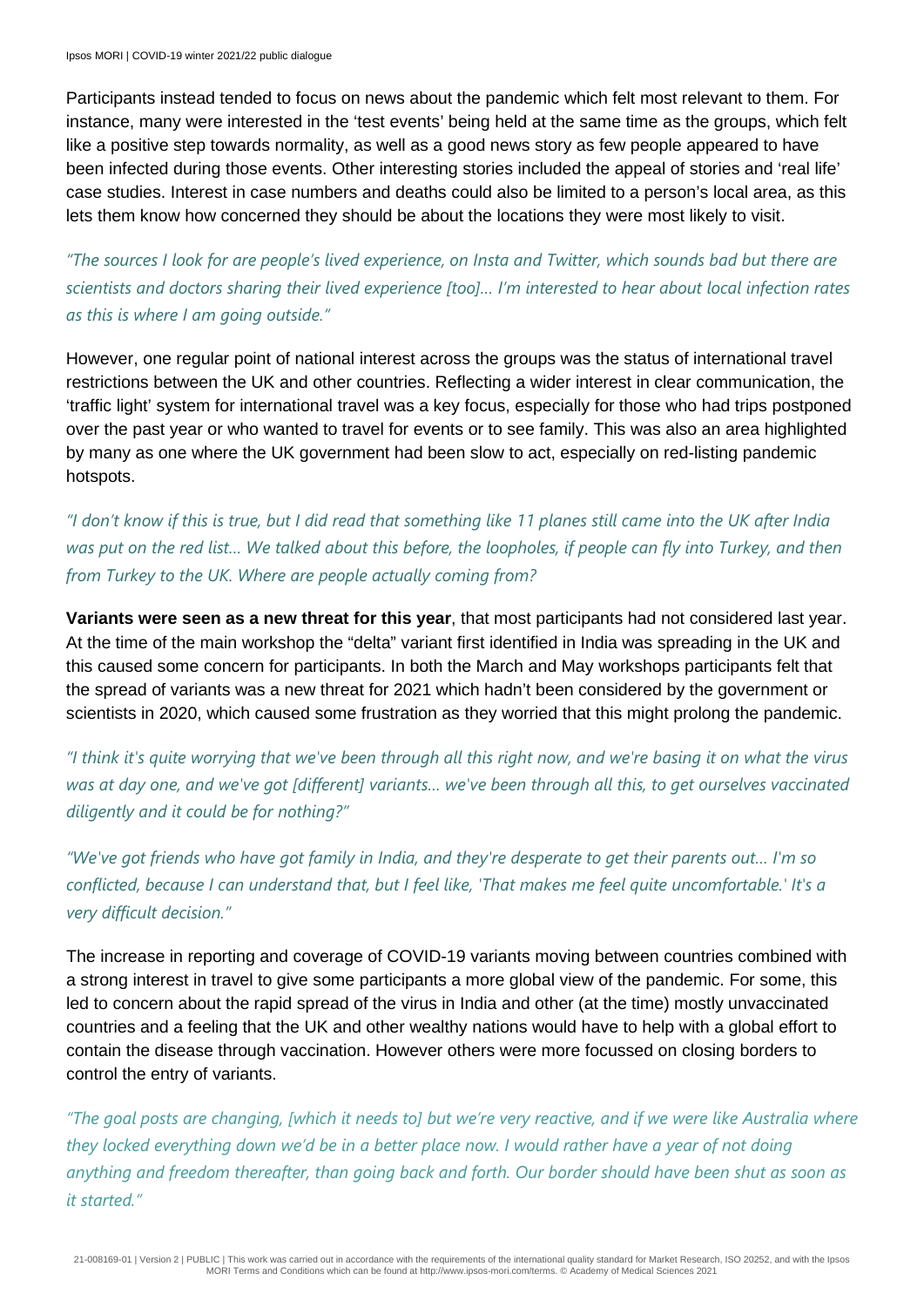Participants instead tended to focus on news about the pandemic which felt most relevant to them. For instance, many were interested in the 'test events' being held at the same time as the groups, which felt like a positive step towards normality, as well as a good news story as few people appeared to have been infected during those events. Other interesting stories included the appeal of stories and 'real life' case studies. Interest in case numbers and deaths could also be limited to a person's local area, as this lets them know how concerned they should be about the locations they were most likely to visit.

*"The sources I look for are people's lived experience, on Insta and Twitter, which sounds bad but there are scientists and doctors sharing their lived experience [too]… I'm interested to hear about local infection rates as this is where I am going outside."*

However, one regular point of national interest across the groups was the status of international travel restrictions between the UK and other countries. Reflecting a wider interest in clear communication, the 'traffic light' system for international travel was a key focus, especially for those who had trips postponed over the past year or who wanted to travel for events or to see family. This was also an area highlighted by many as one where the UK government had been slow to act, especially on red-listing pandemic hotspots.

*"I don't know if this is true, but I did read that something like 11 planes still came into the UK after India was put on the red list… We talked about this before, the loopholes, if people can fly into Turkey, and then from Turkey to the UK. Where are people actually coming from?*

**Variants were seen as a new threat for this year**, that most participants had not considered last year. At the time of the main workshop the "delta" variant first identified in India was spreading in the UK and this caused some concern for participants. In both the March and May workshops participants felt that the spread of variants was a new threat for 2021 which hadn't been considered by the government or scientists in 2020, which caused some frustration as they worried that this might prolong the pandemic.

*"I think it's quite worrying that we've been through all this right now, and we're basing it on what the virus was at day one, and we've got [different] variants… we've been through all this, to get ourselves vaccinated diligently and it could be for nothing?"*

*"We've got friends who have got family in India, and they're desperate to get their parents out… I'm so conflicted, because I can understand that, but I feel like, 'That makes me feel quite uncomfortable.' It's a very difficult decision."*

The increase in reporting and coverage of COVID-19 variants moving between countries combined with a strong interest in travel to give some participants a more global view of the pandemic. For some, this led to concern about the rapid spread of the virus in India and other (at the time) mostly unvaccinated countries and a feeling that the UK and other wealthy nations would have to help with a global effort to contain the disease through vaccination. However others were more focussed on closing borders to control the entry of variants.

*"The goal posts are changing, [which it needs to] but we're very reactive, and if we were like Australia where they locked everything down we'd be in a better place now. I would rather have a year of not doing anything and freedom thereafter, than going back and forth. Our border should have been shut as soon as it started."*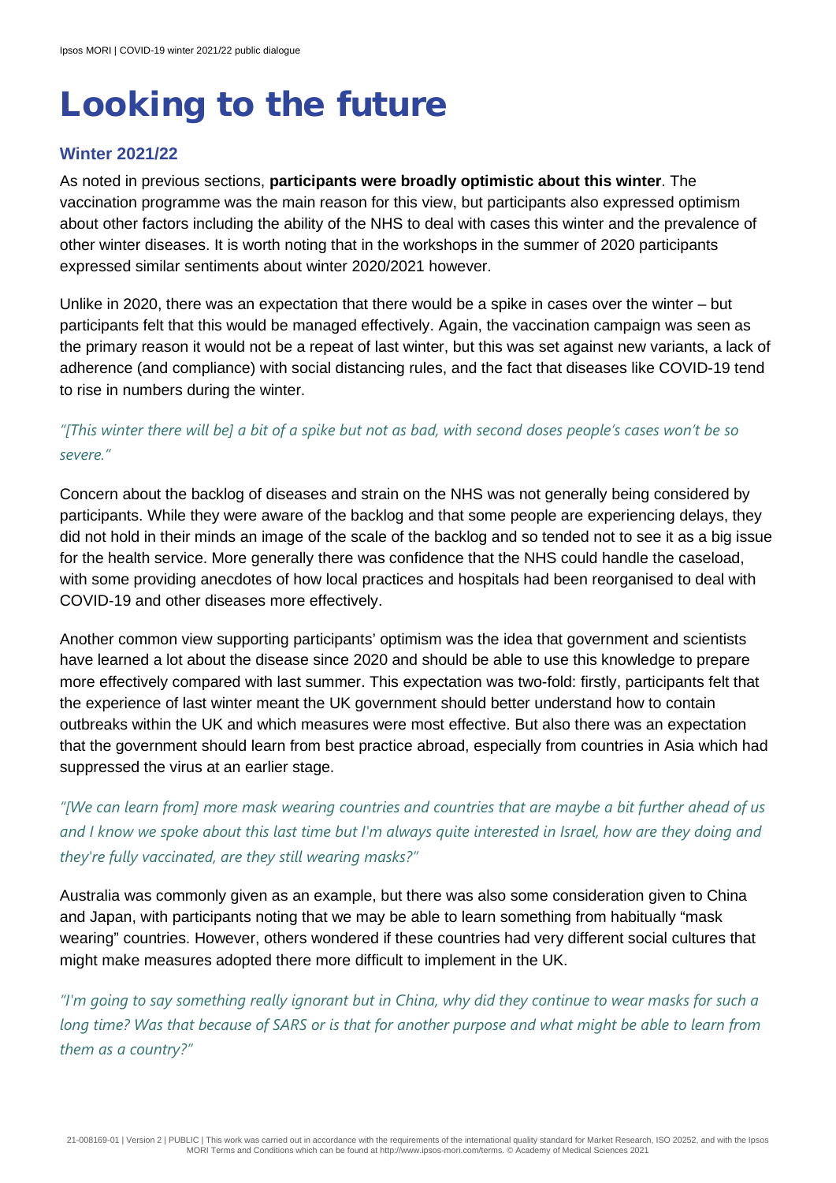# Looking to the future

### Winter 2021/22

As noted in previous sections, **participants were broadly optimistic about this winter**. The vaccination programme was the main reason for this view, but participants also expressed optimism about other factors including the ability of the NHS to deal with cases this winter and the prevalence of other winter diseases. It is worth noting that in the workshops in the summer of 2020 participants expressed similar sentiments about winter 2020/2021 however.

Unlike in 2020, there was an expectation that there would be a spike in cases over the winter – but participants felt that this would be managed effectively. Again, the vaccination campaign was seen as the primary reason it would not be a repeat of last winter, but this was set against new variants, a lack of adherence (and compliance) with social distancing rules, and the fact that diseases like COVID-19 tend to rise in numbers during the winter.

*"[This winter there will be] a bit of a spike but not as bad, with second doses people's cases won't be so severe."*

Concern about the backlog of diseases and strain on the NHS was not generally being considered by participants. While they were aware of the backlog and that some people are experiencing delays, they did not hold in their minds an image of the scale of the backlog and so tended not to see it as a big issue for the health service. More generally there was confidence that the NHS could handle the caseload, with some providing anecdotes of how local practices and hospitals had been reorganised to deal with COVID-19 and other diseases more effectively.

Another common view supporting participants' optimism was the idea that government and scientists have learned a lot about the disease since 2020 and should be able to use this knowledge to prepare more effectively compared with last summer. This expectation was two-fold: firstly, participants felt that the experience of last winter meant the UK government should better understand how to contain outbreaks within the UK and which measures were most effective. But also there was an expectation that the government should learn from best practice abroad, especially from countries in Asia which had suppressed the virus at an earlier stage.

*"[We can learn from] more mask wearing countries and countries that are maybe a bit further ahead of us and I know we spoke about this last time but I'm always quite interested in Israel, how are they doing and they're fully vaccinated, are they still wearing masks?"*

Australia was commonly given as an example, but there was also some consideration given to China and Japan, with participants noting that we may be able to learn something from habitually "mask wearing" countries. However, others wondered if these countries had very different social cultures that might make measures adopted there more difficult to implement in the UK.

*"I'm going to say something really ignorant but in China, why did they continue to wear masks for such a long time? Was that because of SARS or is that for another purpose and what might be able to learn from them as a country?"*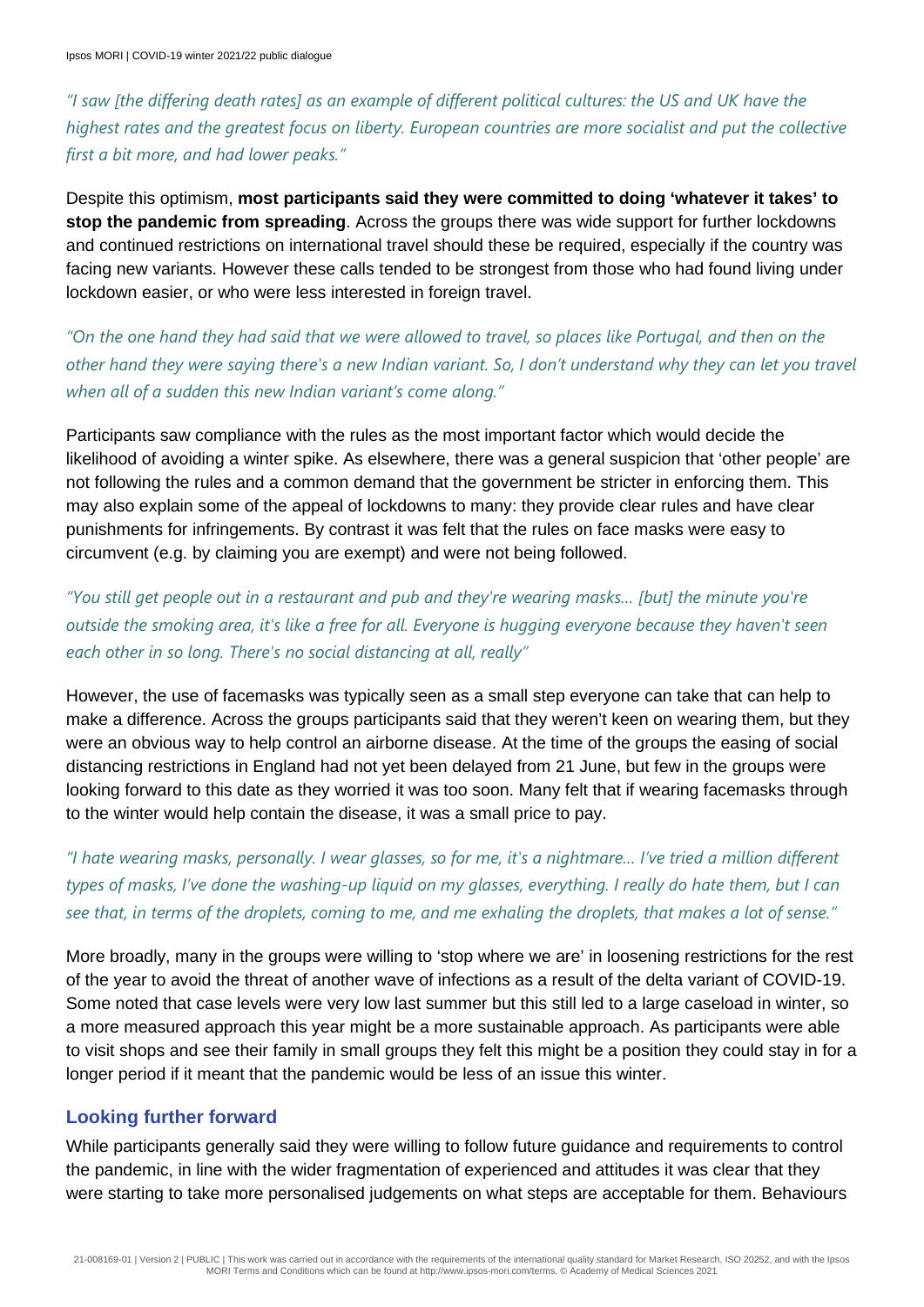*"I saw [the differing death rates] as an example of different political cultures: the US and UK have the highest rates and the greatest focus on liberty. European countries are more socialist and put the collective first a bit more, and had lower peaks."*

Despite this optimism, **most participants said they were committed to doing 'whatever it takes' to stop the pandemic from spreading**. Across the groups there was wide support for further lockdowns and continued restrictions on international travel should these be required, especially if the country was facing new variants. However these calls tended to be strongest from those who had found living under lockdown easier, or who were less interested in foreign travel.

*"On the one hand they had said that we were allowed to travel, so places like Portugal, and then on the other hand they were saying there's a new Indian variant. So, I don't understand why they can let you travel when all of a sudden this new Indian variant's come along."*

Participants saw compliance with the rules as the most important factor which would decide the likelihood of avoiding a winter spike. As elsewhere, there was a general suspicion that 'other people' are not following the rules and a common demand that the government be stricter in enforcing them. This may also explain some of the appeal of lockdowns to many: they provide clear rules and have clear punishments for infringements. By contrast it was felt that the rules on face masks were easy to circumvent (e.g. by claiming you are exempt) and were not being followed.

*"You still get people out in a restaurant and pub and they're wearing masks… [but] the minute you're outside the smoking area, it's like a free for all. Everyone is hugging everyone because they haven't seen each other in so long. There's no social distancing at all, really"*

However, the use of facemasks was typically seen as a small step everyone can take that can help to make a difference. Across the groups participants said that they weren't keen on wearing them, but they were an obvious way to help control an airborne disease. At the time of the groups the easing of social distancing restrictions in England had not yet been delayed from 21 June, but few in the groups were looking forward to this date as they worried it was too soon. Many felt that if wearing facemasks through to the winter would help contain the disease, it was a small price to pay.

*"I hate wearing masks, personally. I wear glasses, so for me, it's a nightmare… I've tried a million different types of masks, I've done the washing-up liquid on my glasses, everything. I really do hate them, but I can see that, in terms of the droplets, coming to me, and me exhaling the droplets, that makes a lot of sense."*

More broadly, many in the groups were willing to 'stop where we are' in loosening restrictions for the rest of the year to avoid the threat of another wave of infections as a result of the delta variant of COVID-19. Some noted that case levels were very low last summer but this still led to a large caseload in winter, so a more measured approach this year might be a more sustainable approach. As participants were able to visit shops and see their family in small groups they felt this might be a position they could stay in for a longer period if it meant that the pandemic would be less of an issue this winter.

### Looking further forward

While participants generally said they were willing to follow future guidance and requirements to control the pandemic, in line with the wider fragmentation of experienced and attitudes it was clear that they were starting to take more personalised judgements on what steps are acceptable for them. Behaviours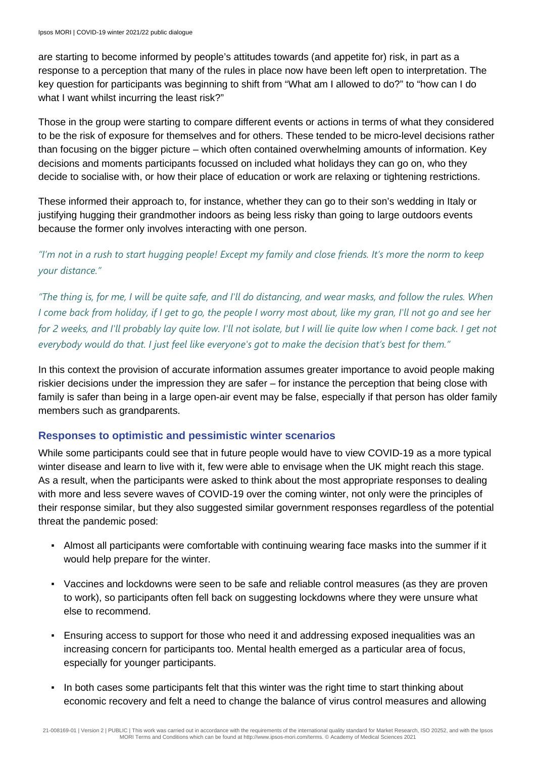are starting to become informed by people's attitudes towards (and appetite for) risk, in part as a response to a perception that many of the rules in place now have been left open to interpretation. The key question for participants was beginning to shift from "What am I allowed to do?" to "how can I do what I want whilst incurring the least risk?"

Those in the group were starting to compare different events or actions in terms of what they considered to be the risk of exposure for themselves and for others. These tended to be micro-level decisions rather than focusing on the bigger picture – which often contained overwhelming amounts of information. Key decisions and moments participants focussed on included what holidays they can go on, who they decide to socialise with, or how their place of education or work are relaxing or tightening restrictions.

These informed their approach to, for instance, whether they can go to their son's wedding in Italy or justifying hugging their grandmother indoors as being less risky than going to large outdoors events because the former only involves interacting with one person.

*"I'm not in a rush to start hugging people! Except my family and close friends. It's more the norm to keep your distance."*

*"The thing is, for me, I will be quite safe, and I'll do distancing, and wear masks, and follow the rules. When I come back from holiday, if I get to go, the people I worry most about, like my gran, I'll not go and see her for 2 weeks, and I'll probably lay quite low. I'll not isolate, but I will lie quite low when I come back. I get not everybody would do that. I just feel like everyone's got to make the decision that's best for them."*

In this context the provision of accurate information assumes greater importance to avoid people making riskier decisions under the impression they are safer – for instance the perception that being close with family is safer than being in a large open-air event may be false, especially if that person has older family members such as grandparents.

### Responses to optimistic and pessimistic winter scenarios

While some participants could see that in future people would have to view COVID-19 as a more typical winter disease and learn to live with it, few were able to envisage when the UK might reach this stage. As a result, when the participants were asked to think about the most appropriate responses to dealing with more and less severe waves of COVID-19 over the coming winter, not only were the principles of their response similar, but they also suggested similar government responses regardless of the potential threat the pandemic posed:

- Almost all participants were comfortable with continuing wearing face masks into the summer if it would help prepare for the winter.
- Vaccines and lockdowns were seen to be safe and reliable control measures (as they are proven to work), so participants often fell back on suggesting lockdowns where they were unsure what else to recommend.
- Ensuring access to support for those who need it and addressing exposed inequalities was an increasing concern for participants too. Mental health emerged as a particular area of focus, especially for younger participants.
- In both cases some participants felt that this winter was the right time to start thinking about economic recovery and felt a need to change the balance of virus control measures and allowing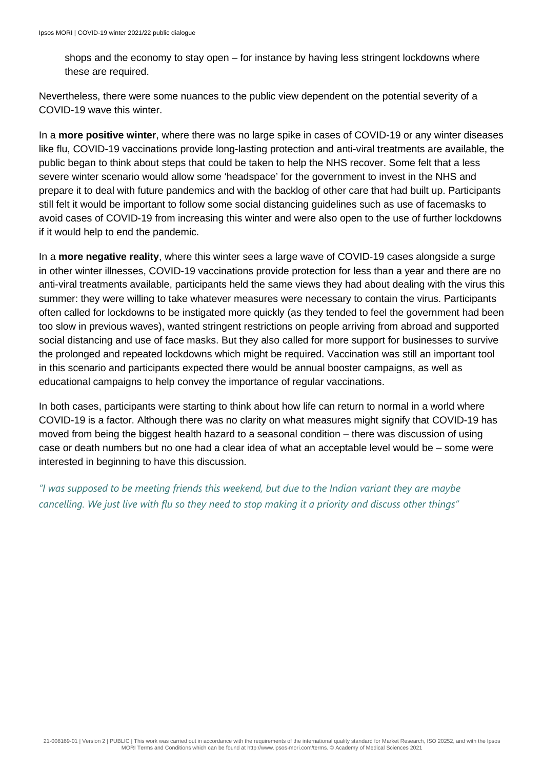shops and the economy to stay open – for instance by having less stringent lockdowns where these are required.

Nevertheless, there were some nuances to the public view dependent on the potential severity of a COVID-19 wave this winter.

In a **more positive winter**, where there was no large spike in cases of COVID-19 or any winter diseases like flu, COVID-19 vaccinations provide long-lasting protection and anti-viral treatments are available, the public began to think about steps that could be taken to help the NHS recover. Some felt that a less severe winter scenario would allow some 'headspace' for the government to invest in the NHS and prepare it to deal with future pandemics and with the backlog of other care that had built up. Participants still felt it would be important to follow some social distancing guidelines such as use of facemasks to avoid cases of COVID-19 from increasing this winter and were also open to the use of further lockdowns if it would help to end the pandemic.

In a **more negative reality**, where this winter sees a large wave of COVID-19 cases alongside a surge in other winter illnesses, COVID-19 vaccinations provide protection for less than a year and there are no anti-viral treatments available, participants held the same views they had about dealing with the virus this summer: they were willing to take whatever measures were necessary to contain the virus. Participants often called for lockdowns to be instigated more quickly (as they tended to feel the government had been too slow in previous waves), wanted stringent restrictions on people arriving from abroad and supported social distancing and use of face masks. But they also called for more support for businesses to survive the prolonged and repeated lockdowns which might be required. Vaccination was still an important tool in this scenario and participants expected there would be annual booster campaigns, as well as educational campaigns to help convey the importance of regular vaccinations.

In both cases, participants were starting to think about how life can return to normal in a world where COVID-19 is a factor. Although there was no clarity on what measures might signify that COVID-19 has moved from being the biggest health hazard to a seasonal condition – there was discussion of using case or death numbers but no one had a clear idea of what an acceptable level would be – some were interested in beginning to have this discussion.

*"I was supposed to be meeting friends this weekend, but due to the Indian variant they are maybe cancelling. We just live with flu so they need to stop making it a priority and discuss other things"*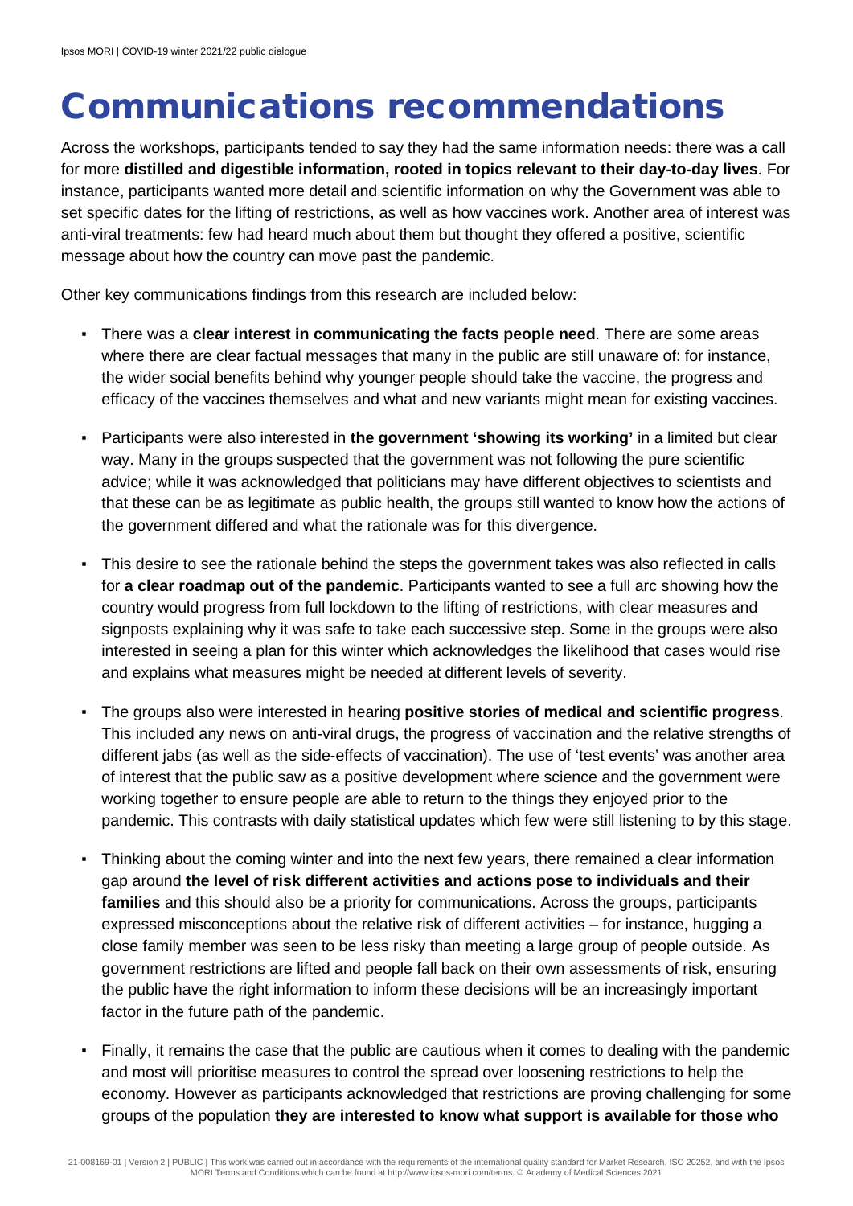# Communications recommendations

Across the workshops, participants tended to say they had the same information needs: there was a call for more **distilled and digestible information, rooted in topics relevant to their day-to-day lives**. For instance, participants wanted more detail and scientific information on why the Government was able to set specific dates for the lifting of restrictions, as well as how vaccines work. Another area of interest was anti-viral treatments: few had heard much about them but thought they offered a positive, scientific message about how the country can move past the pandemic.

Other key communications findings from this research are included below:

- There was a **clear interest in communicating the facts people need**. There are some areas where there are clear factual messages that many in the public are still unaware of: for instance, the wider social benefits behind why younger people should take the vaccine, the progress and efficacy of the vaccines themselves and what and new variants might mean for existing vaccines.
- Participants were also interested in **the government 'showing its working'** in a limited but clear way. Many in the groups suspected that the government was not following the pure scientific advice; while it was acknowledged that politicians may have different objectives to scientists and that these can be as legitimate as public health, the groups still wanted to know how the actions of the government differed and what the rationale was for this divergence.
- This desire to see the rationale behind the steps the government takes was also reflected in calls for **a clear roadmap out of the pandemic**. Participants wanted to see a full arc showing how the country would progress from full lockdown to the lifting of restrictions, with clear measures and signposts explaining why it was safe to take each successive step. Some in the groups were also interested in seeing a plan for this winter which acknowledges the likelihood that cases would rise and explains what measures might be needed at different levels of severity.
- The groups also were interested in hearing **positive stories of medical and scientific progress**. This included any news on anti-viral drugs, the progress of vaccination and the relative strengths of different jabs (as well as the side-effects of vaccination). The use of 'test events' was another area of interest that the public saw as a positive development where science and the government were working together to ensure people are able to return to the things they enjoyed prior to the pandemic. This contrasts with daily statistical updates which few were still listening to by this stage.
- Thinking about the coming winter and into the next few years, there remained a clear information gap around **the level of risk different activities and actions pose to individuals and their families** and this should also be a priority for communications. Across the groups, participants expressed misconceptions about the relative risk of different activities – for instance, hugging a close family member was seen to be less risky than meeting a large group of people outside. As government restrictions are lifted and people fall back on their own assessments of risk, ensuring the public have the right information to inform these decisions will be an increasingly important factor in the future path of the pandemic.
- Finally, it remains the case that the public are cautious when it comes to dealing with the pandemic and most will prioritise measures to control the spread over loosening restrictions to help the economy. However as participants acknowledged that restrictions are proving challenging for some groups of the population **they are interested to know what support is available for those who**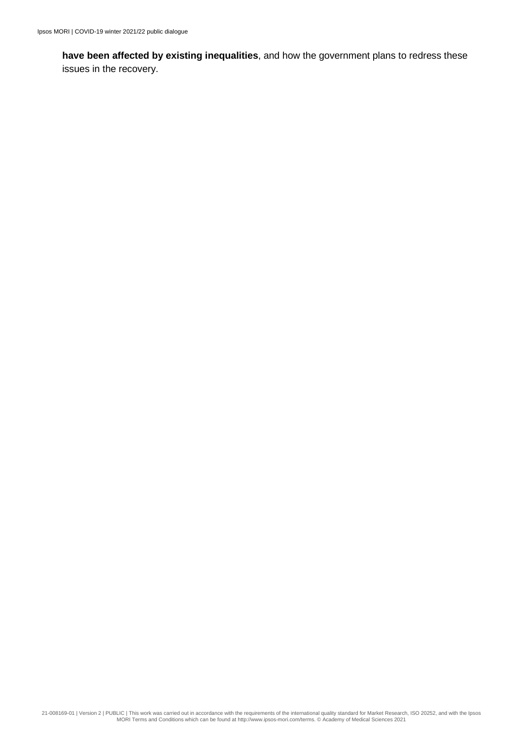**have been affected by existing inequalities**, and how the government plans to redress these issues in the recovery.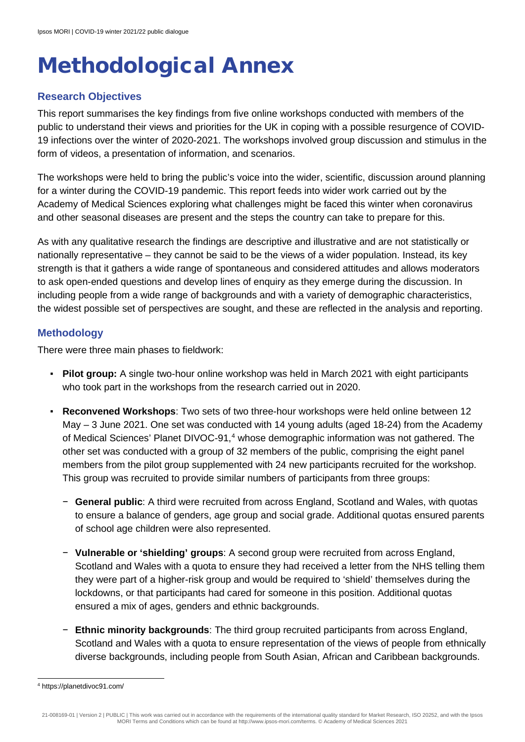# Methodological Annex

## Research Objectives

This report summarises the key findings from five online workshops conducted with members of the public to understand their views and priorities for the UK in coping with a possible resurgence of COVID-19 infections over the winter of 2020-2021. The workshops involved group discussion and stimulus in the form of videos, a presentation of information, and scenarios.

The workshops were held to bring the public's voice into the wider, scientific, discussion around planning for a winter during the COVID-19 pandemic. This report feeds into wider work carried out by the Academy of Medical Sciences exploring what challenges might be faced this winter when coronavirus and other seasonal diseases are present and the steps the country can take to prepare for this.

As with any qualitative research the findings are descriptive and illustrative and are not statistically or nationally representative – they cannot be said to be the views of a wider population. Instead, its key strength is that it gathers a wide range of spontaneous and considered attitudes and allows moderators to ask open-ended questions and develop lines of enquiry as they emerge during the discussion. In including people from a wide range of backgrounds and with a variety of demographic characteristics, the widest possible set of perspectives are sought, and these are reflected in the analysis and reporting.

## Methodology

There were three main phases to fieldwork:

- **Pilot group:** A single two-hour online workshop was held in March 2021 with eight participants who took part in the workshops from the research carried out in 2020.
- **Reconvened Workshops**: Two sets of two three-hour workshops were held online between 12 May – 3 June 2021. One set was conducted with 14 young adults (aged 18-24) from the Academy of Medical Sciences' Planet DIVOC-91,[4] whose demographic information was not gathered. The other set was conducted with a group of 32 members of the public, comprising the eight panel members from the pilot group supplemented with 24 new participants recruited for the workshop. This group was recruited to provide similar numbers of participants from three groups:
  - **General public**: A third were recruited from across England, Scotland and Wales, with quotas to ensure a balance of genders, age group and social grade. Additional quotas ensured parents of school age children were also represented.
  - **Vulnerable or 'shielding' groups**: A second group were recruited from across England, Scotland and Wales with a quota to ensure they had received a letter from the NHS telling them they were part of a higher-risk group and would be required to 'shield' themselves during the lockdowns, or that participants had cared for someone in this position. Additional quotas ensured a mix of ages, genders and ethnic backgrounds.
  - **Ethnic minority backgrounds**: The third group recruited participants from across England, Scotland and Wales with a quota to ensure representation of the views of people from ethnically diverse backgrounds, including people from South Asian, African and Caribbean backgrounds.

[4] https://planetdivoc91.com/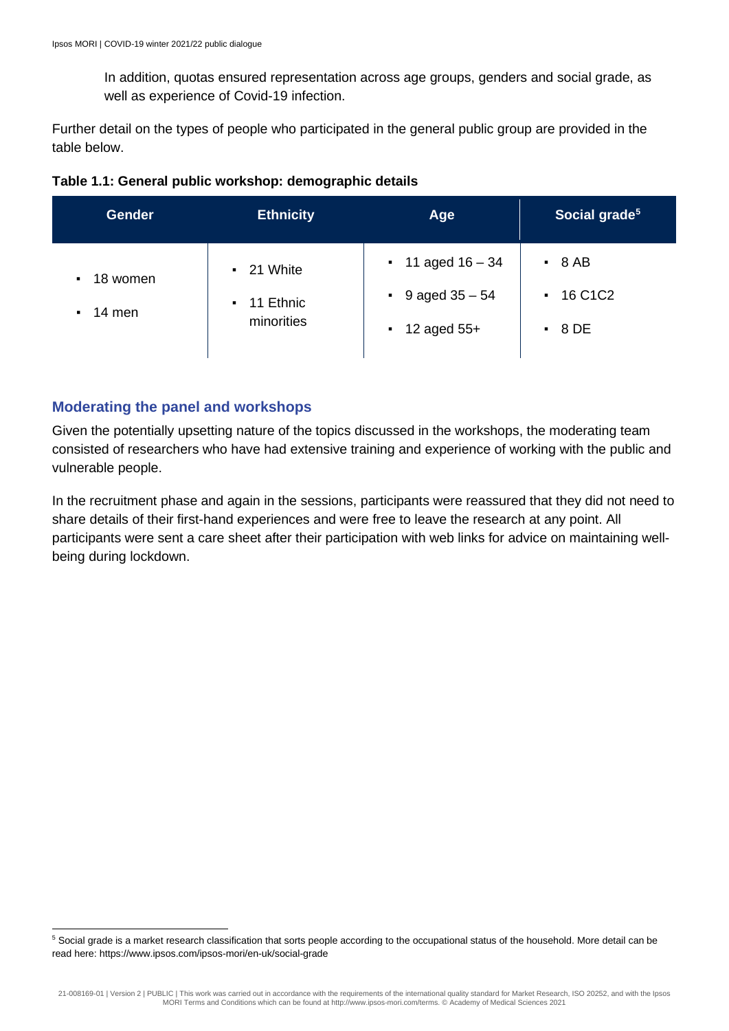In addition, quotas ensured representation across age groups, genders and social grade, as well as experience of Covid-19 infection.

Further detail on the types of people who participated in the general public group are provided in the table below.

**Table 1.1: General public workshop: demographic details**

| Gender | Ethnicity | Age | Social grade[5] |
|---|---|---|---|
| ▪ 18 women<br>▪ 14 men | ▪ 21 White<br>▪ 11 Ethnic minorities | ▪ 11 aged 16 – 34<br>▪ 9 aged 35 – 54<br>▪ 12 aged 55+ | ▪ 8 AB<br>▪ 16 C1C2<br>▪ 8 DE |

## Moderating the panel and workshops

Given the potentially upsetting nature of the topics discussed in the workshops, the moderating team consisted of researchers who have had extensive training and experience of working with the public and vulnerable people.

In the recruitment phase and again in the sessions, participants were reassured that they did not need to share details of their first-hand experiences and were free to leave the research at any point. All participants were sent a care sheet after their participation with web links for advice on maintaining well-being during lockdown.

[5] Social grade is a market research classification that sorts people according to the occupational status of the household. More detail can be read here: https://www.ipsos.com/ipsos-mori/en-uk/social-grade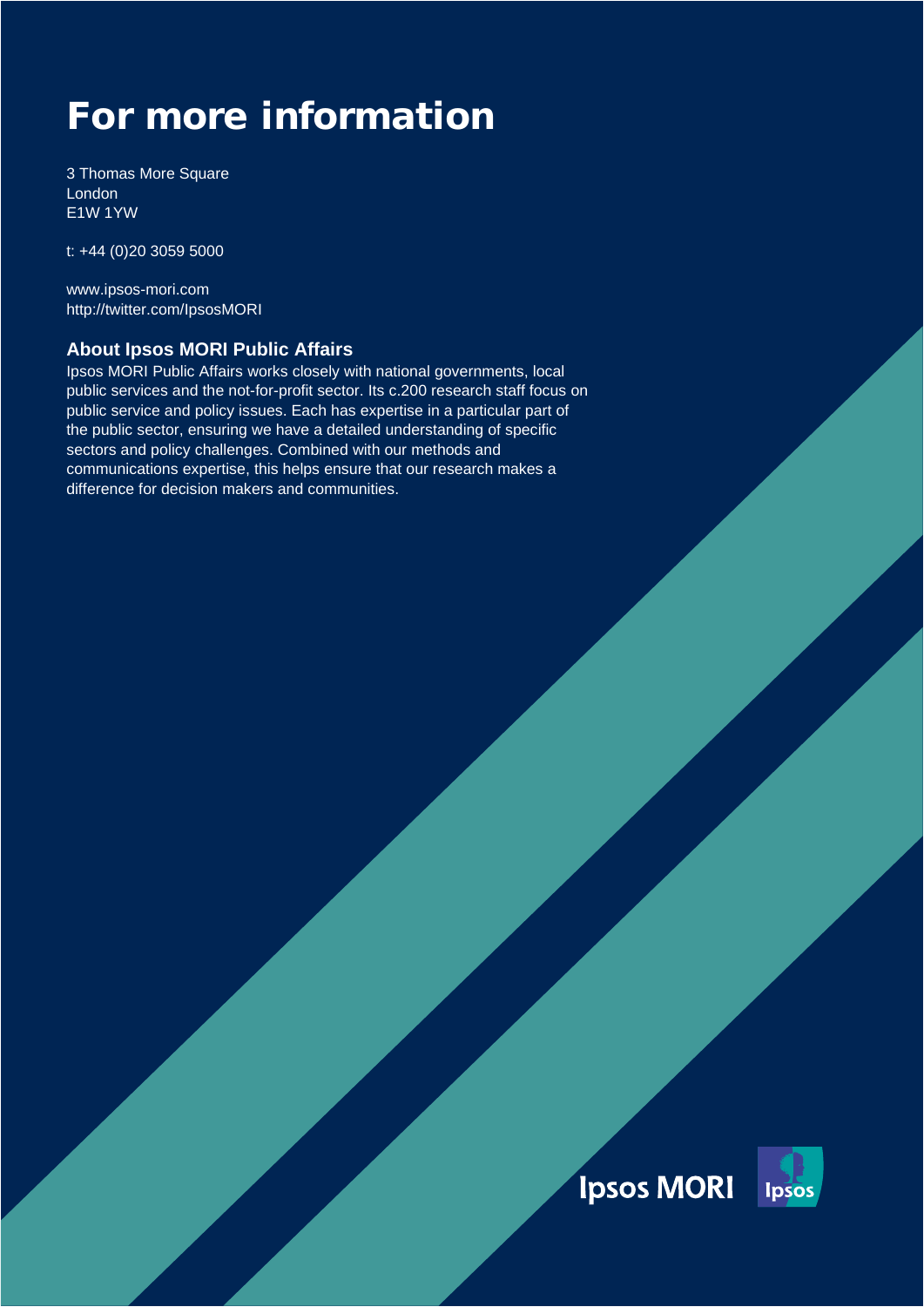# For more information

3 Thomas More Square
London
E1W 1YW

t: +44 (0)20 3059 5000

www.ipsos-mori.com
http://twitter.com/IpsosMORI

### About Ipsos MORI Public Affairs

Ipsos MORI Public Affairs works closely with national governments, local public services and the not-for-profit sector. Its c.200 research staff focus on public service and policy issues. Each has expertise in a particular part of the public sector, ensuring we have a detailed understanding of specific sectors and policy challenges. Combined with our methods and communications expertise, this helps ensure that our research makes a difference for decision makers and communities.

Ipsos MORI

Ipsos